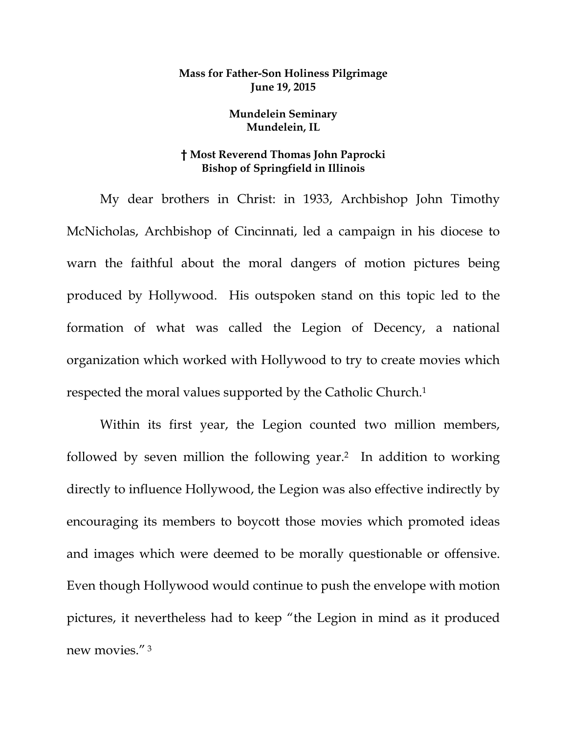**Mass for Father-Son Holiness Pilgrimage**
**June 19, 2015**

**Mundelein Seminary**
**Mundelein, IL**

**† Most Reverend Thomas John Paprocki**
**Bishop of Springfield in Illinois**

My dear brothers in Christ: in 1933, Archbishop John Timothy McNicholas, Archbishop of Cincinnati, led a campaign in his diocese to warn the faithful about the moral dangers of motion pictures being produced by Hollywood. His outspoken stand on this topic led to the formation of what was called the Legion of Decency, a national organization which worked with Hollywood to try to create movies which respected the moral values supported by the Catholic Church.[1]

Within its first year, the Legion counted two million members, followed by seven million the following year.[2] In addition to working directly to influence Hollywood, the Legion was also effective indirectly by encouraging its members to boycott those movies which promoted ideas and images which were deemed to be morally questionable or offensive. Even though Hollywood would continue to push the envelope with motion pictures, it nevertheless had to keep "the Legion in mind as it produced new movies."[3]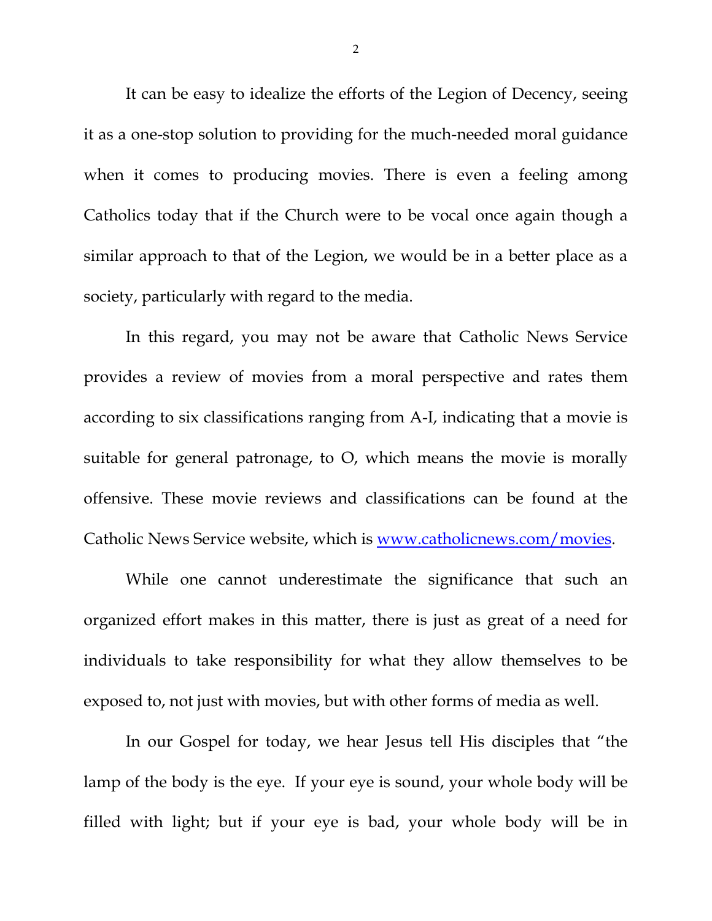It can be easy to idealize the efforts of the Legion of Decency, seeing it as a one-stop solution to providing for the much-needed moral guidance when it comes to producing movies. There is even a feeling among Catholics today that if the Church were to be vocal once again though a similar approach to that of the Legion, we would be in a better place as a society, particularly with regard to the media.

In this regard, you may not be aware that Catholic News Service provides a review of movies from a moral perspective and rates them according to six classifications ranging from A-I, indicating that a movie is suitable for general patronage, to O, which means the movie is morally offensive. These movie reviews and classifications can be found at the Catholic News Service website, which is [www.catholicnews.com/movies](http://www.catholicnews.com/movies).

While one cannot underestimate the significance that such an organized effort makes in this matter, there is just as great of a need for individuals to take responsibility for what they allow themselves to be exposed to, not just with movies, but with other forms of media as well.

In our Gospel for today, we hear Jesus tell His disciples that "the lamp of the body is the eye. If your eye is sound, your whole body will be filled with light; but if your eye is bad, your whole body will be in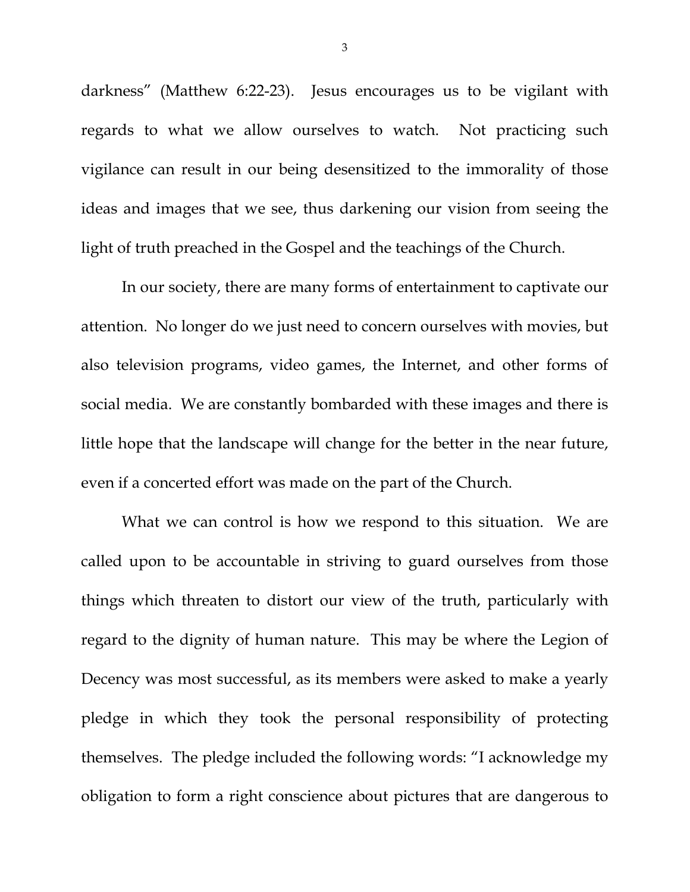darkness" (Matthew 6:22-23). Jesus encourages us to be vigilant with regards to what we allow ourselves to watch. Not practicing such vigilance can result in our being desensitized to the immorality of those ideas and images that we see, thus darkening our vision from seeing the light of truth preached in the Gospel and the teachings of the Church.

In our society, there are many forms of entertainment to captivate our attention. No longer do we just need to concern ourselves with movies, but also television programs, video games, the Internet, and other forms of social media. We are constantly bombarded with these images and there is little hope that the landscape will change for the better in the near future, even if a concerted effort was made on the part of the Church.

What we can control is how we respond to this situation. We are called upon to be accountable in striving to guard ourselves from those things which threaten to distort our view of the truth, particularly with regard to the dignity of human nature. This may be where the Legion of Decency was most successful, as its members were asked to make a yearly pledge in which they took the personal responsibility of protecting themselves. The pledge included the following words: "I acknowledge my obligation to form a right conscience about pictures that are dangerous to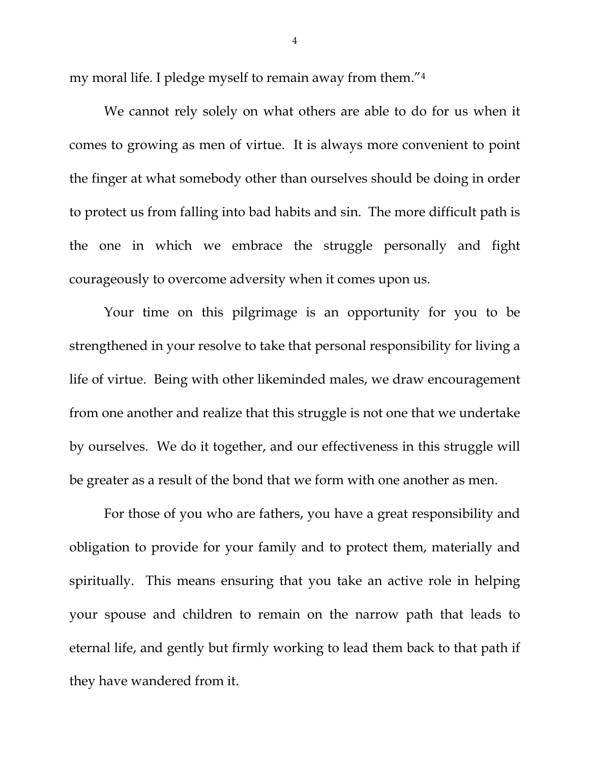my moral life. I pledge myself to remain away from them."[4]

We cannot rely solely on what others are able to do for us when it comes to growing as men of virtue. It is always more convenient to point the finger at what somebody other than ourselves should be doing in order to protect us from falling into bad habits and sin. The more difficult path is the one in which we embrace the struggle personally and fight courageously to overcome adversity when it comes upon us.

Your time on this pilgrimage is an opportunity for you to be strengthened in your resolve to take that personal responsibility for living a life of virtue. Being with other likeminded males, we draw encouragement from one another and realize that this struggle is not one that we undertake by ourselves. We do it together, and our effectiveness in this struggle will be greater as a result of the bond that we form with one another as men.

For those of you who are fathers, you have a great responsibility and obligation to provide for your family and to protect them, materially and spiritually. This means ensuring that you take an active role in helping your spouse and children to remain on the narrow path that leads to eternal life, and gently but firmly working to lead them back to that path if they have wandered from it.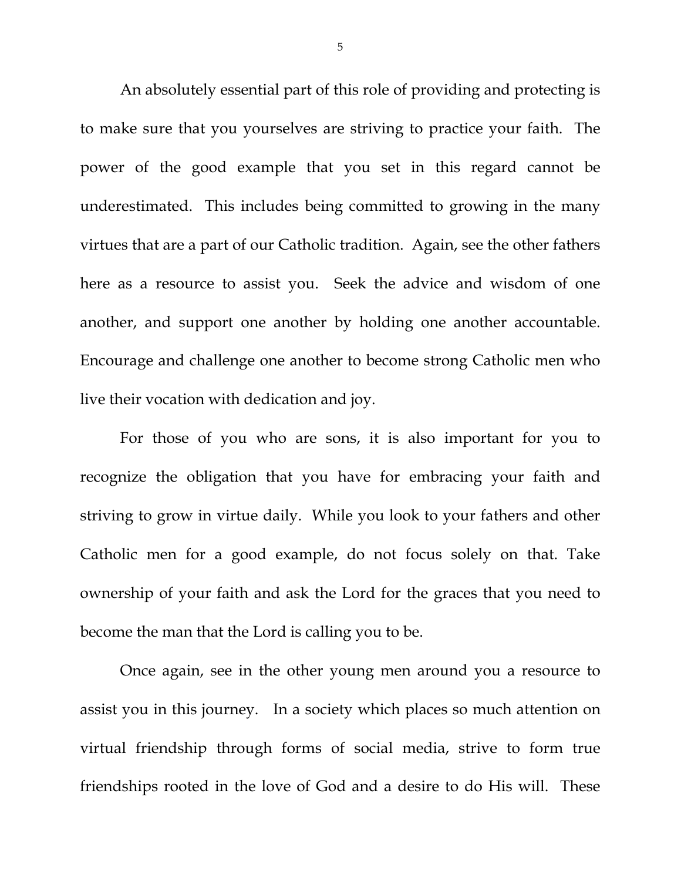An absolutely essential part of this role of providing and protecting is to make sure that you yourselves are striving to practice your faith. The power of the good example that you set in this regard cannot be underestimated. This includes being committed to growing in the many virtues that are a part of our Catholic tradition. Again, see the other fathers here as a resource to assist you. Seek the advice and wisdom of one another, and support one another by holding one another accountable. Encourage and challenge one another to become strong Catholic men who live their vocation with dedication and joy.

For those of you who are sons, it is also important for you to recognize the obligation that you have for embracing your faith and striving to grow in virtue daily. While you look to your fathers and other Catholic men for a good example, do not focus solely on that. Take ownership of your faith and ask the Lord for the graces that you need to become the man that the Lord is calling you to be.

Once again, see in the other young men around you a resource to assist you in this journey. In a society which places so much attention on virtual friendship through forms of social media, strive to form true friendships rooted in the love of God and a desire to do His will. These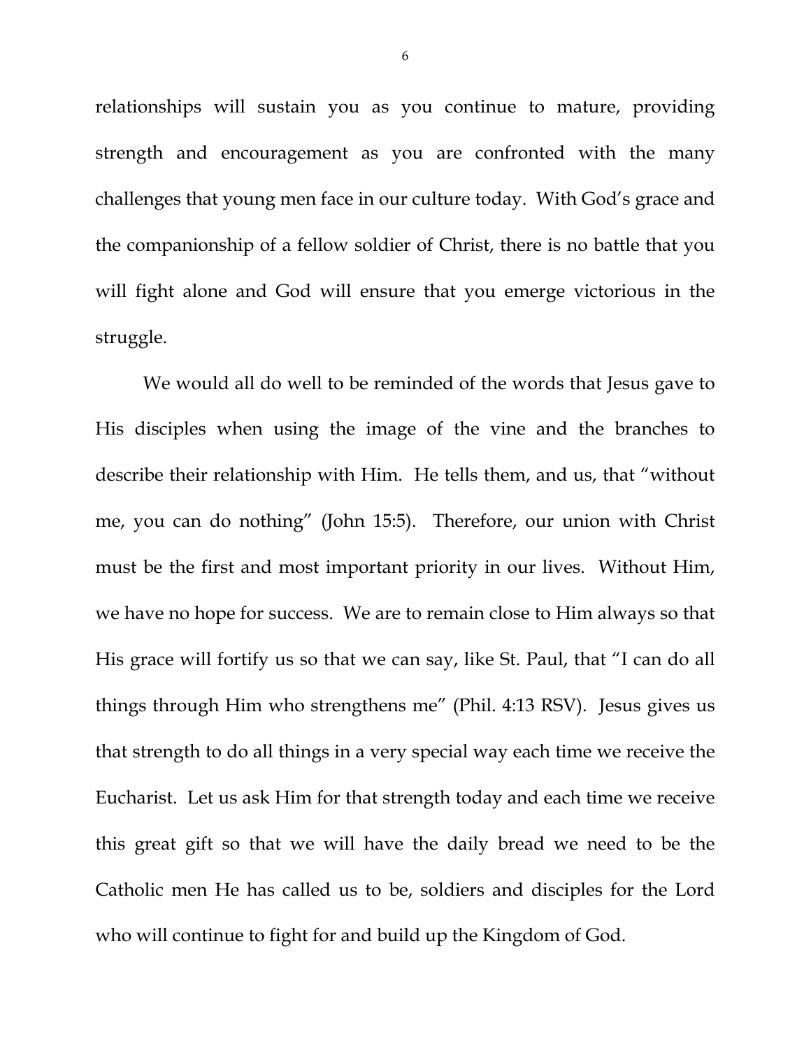relationships will sustain you as you continue to mature, providing strength and encouragement as you are confronted with the many challenges that young men face in our culture today. With God's grace and the companionship of a fellow soldier of Christ, there is no battle that you will fight alone and God will ensure that you emerge victorious in the struggle.

We would all do well to be reminded of the words that Jesus gave to His disciples when using the image of the vine and the branches to describe their relationship with Him. He tells them, and us, that "without me, you can do nothing" (John 15:5). Therefore, our union with Christ must be the first and most important priority in our lives. Without Him, we have no hope for success. We are to remain close to Him always so that His grace will fortify us so that we can say, like St. Paul, that "I can do all things through Him who strengthens me" (Phil. 4:13 RSV). Jesus gives us that strength to do all things in a very special way each time we receive the Eucharist. Let us ask Him for that strength today and each time we receive this great gift so that we will have the daily bread we need to be the Catholic men He has called us to be, soldiers and disciples for the Lord who will continue to fight for and build up the Kingdom of God.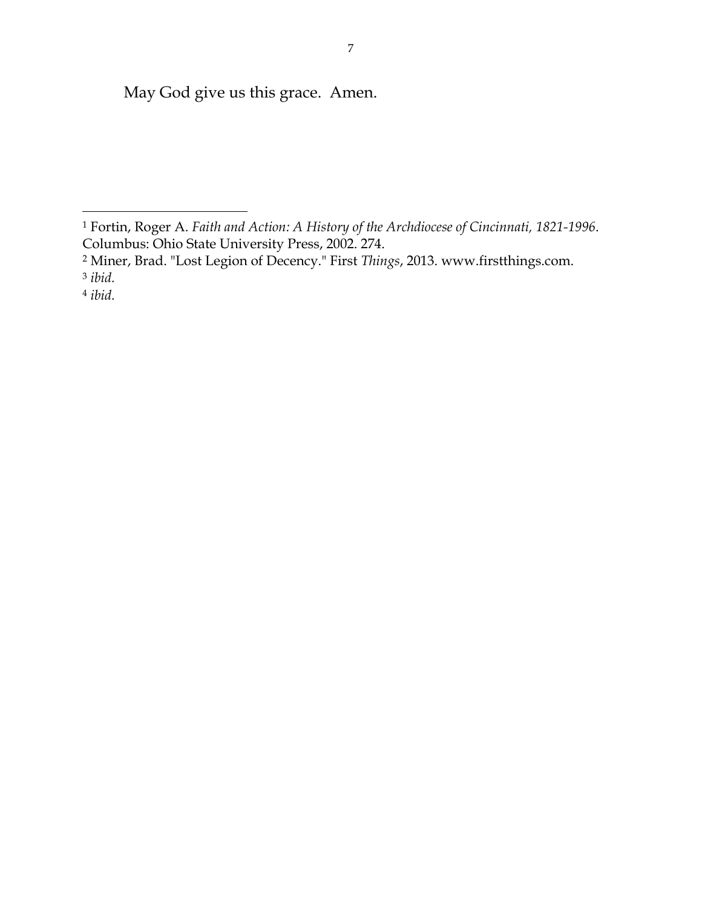May God give us this grace. Amen.

---

[1] Fortin, Roger A. *Faith and Action: A History of the Archdiocese of Cincinnati, 1821-1996*. Columbus: Ohio State University Press, 2002. 274.

[2] Miner, Brad. "Lost Legion of Decency." First *Things*, 2013. www.firstthings.com.

[3] *ibid*.

[4] *ibid*.